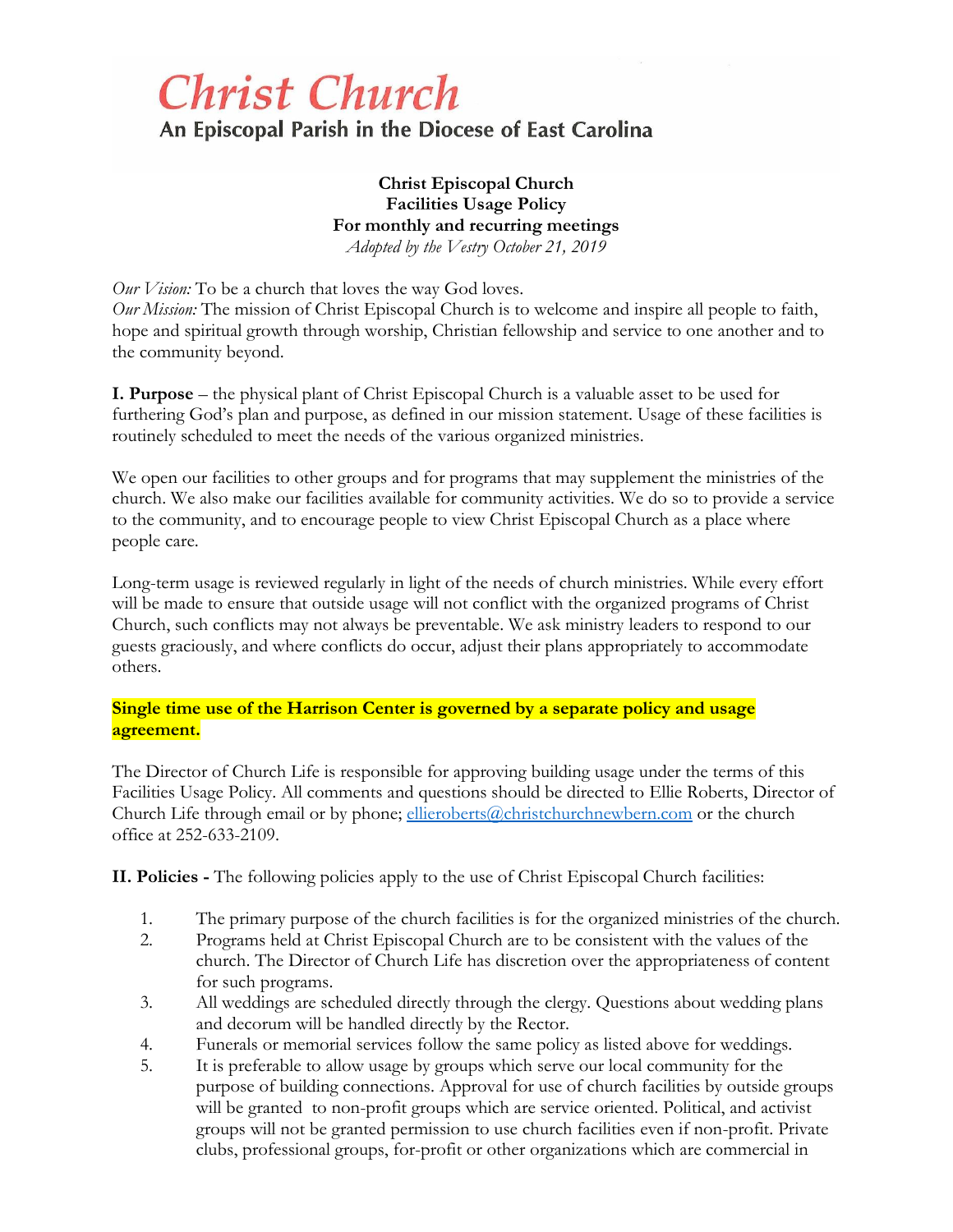# Christ Church

An Episcopal Parish in the Diocese of East Carolina

**Christ Episcopal Church**
**Facilities Usage Policy**
**For monthly and recurring meetings**
*Adopted by the Vestry October 21, 2019*

*Our Vision:* To be a church that loves the way God loves.
*Our Mission:* The mission of Christ Episcopal Church is to welcome and inspire all people to faith, hope and spiritual growth through worship, Christian fellowship and service to one another and to the community beyond.

**I. Purpose** – the physical plant of Christ Episcopal Church is a valuable asset to be used for furthering God's plan and purpose, as defined in our mission statement. Usage of these facilities is routinely scheduled to meet the needs of the various organized ministries.

We open our facilities to other groups and for programs that may supplement the ministries of the church. We also make our facilities available for community activities. We do so to provide a service to the community, and to encourage people to view Christ Episcopal Church as a place where people care.

Long-term usage is reviewed regularly in light of the needs of church ministries. While every effort will be made to ensure that outside usage will not conflict with the organized programs of Christ Church, such conflicts may not always be preventable. We ask ministry leaders to respond to our guests graciously, and where conflicts do occur, adjust their plans appropriately to accommodate others.

**Single time use of the Harrison Center is governed by a separate policy and usage agreement.**

The Director of Church Life is responsible for approving building usage under the terms of this Facilities Usage Policy. All comments and questions should be directed to Ellie Roberts, Director of Church Life through email or by phone; ellieroberts@christchurchnewbern.com or the church office at 252-633-2109.

**II. Policies -** The following policies apply to the use of Christ Episcopal Church facilities:

1. The primary purpose of the church facilities is for the organized ministries of the church.
2. Programs held at Christ Episcopal Church are to be consistent with the values of the church. The Director of Church Life has discretion over the appropriateness of content for such programs.
3. All weddings are scheduled directly through the clergy. Questions about wedding plans and decorum will be handled directly by the Rector.
4. Funerals or memorial services follow the same policy as listed above for weddings.
5. It is preferable to allow usage by groups which serve our local community for the purpose of building connections. Approval for use of church facilities by outside groups will be granted to non-profit groups which are service oriented. Political, and activist groups will not be granted permission to use church facilities even if non-profit. Private clubs, professional groups, for-profit or other organizations which are commercial in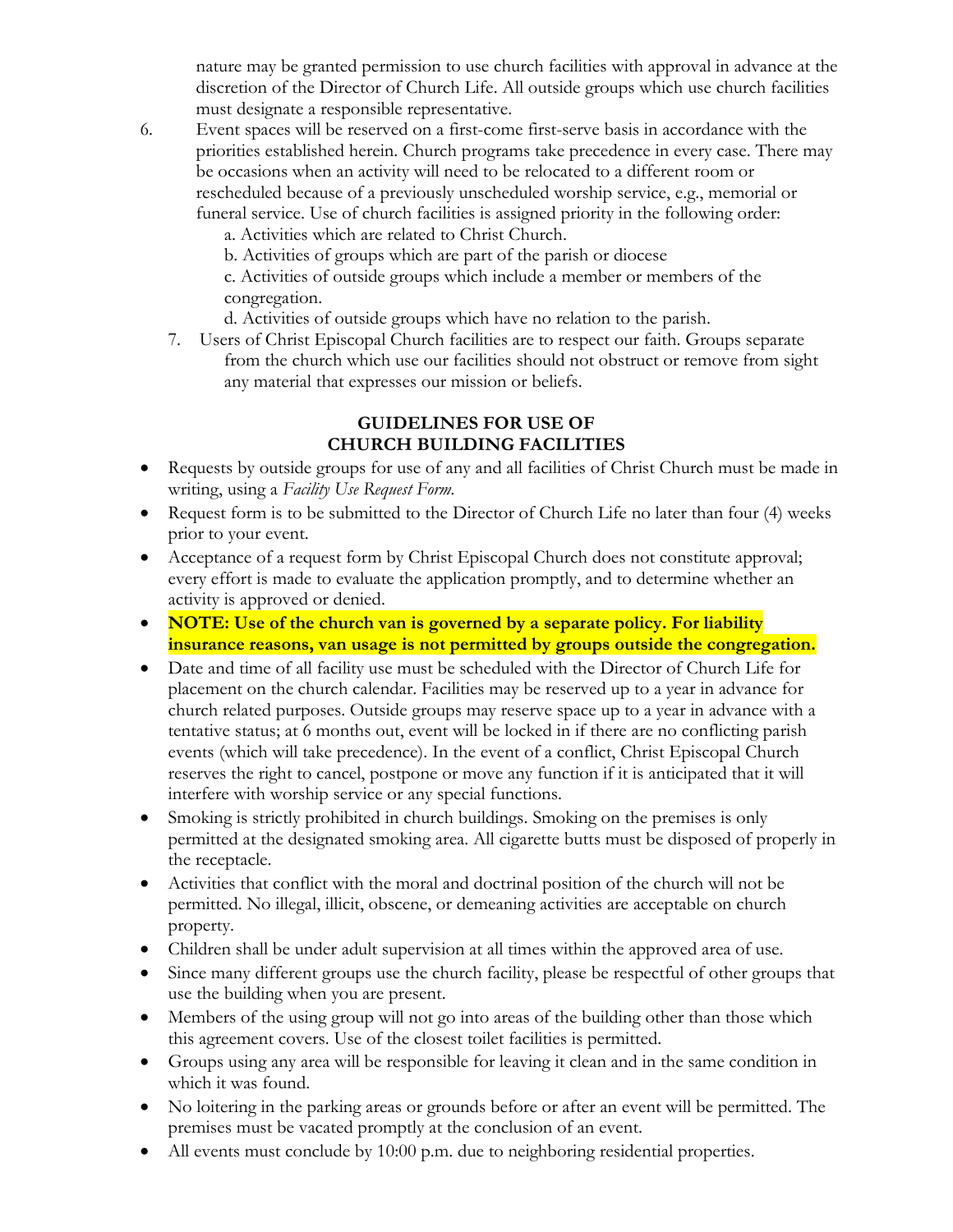nature may be granted permission to use church facilities with approval in advance at the discretion of the Director of Church Life. All outside groups which use church facilities must designate a responsible representative.

6. Event spaces will be reserved on a first-come first-serve basis in accordance with the priorities established herein. Church programs take precedence in every case. There may be occasions when an activity will need to be relocated to a different room or rescheduled because of a previously unscheduled worship service, e.g., memorial or funeral service. Use of church facilities is assigned priority in the following order:
   a. Activities which are related to Christ Church.
   b. Activities of groups which are part of the parish or diocese
   c. Activities of outside groups which include a member or members of the congregation.
   d. Activities of outside groups which have no relation to the parish.
7. Users of Christ Episcopal Church facilities are to respect our faith. Groups separate from the church which use our facilities should not obstruct or remove from sight any material that expresses our mission or beliefs.

## GUIDELINES FOR USE OF CHURCH BUILDING FACILITIES

- Requests by outside groups for use of any and all facilities of Christ Church must be made in writing, using a *Facility Use Request Form.*
- Request form is to be submitted to the Director of Church Life no later than four (4) weeks prior to your event.
- Acceptance of a request form by Christ Episcopal Church does not constitute approval; every effort is made to evaluate the application promptly, and to determine whether an activity is approved or denied.
- **NOTE: Use of the church van is governed by a separate policy. For liability insurance reasons, van usage is not permitted by groups outside the congregation.**
- Date and time of all facility use must be scheduled with the Director of Church Life for placement on the church calendar. Facilities may be reserved up to a year in advance for church related purposes. Outside groups may reserve space up to a year in advance with a tentative status; at 6 months out, event will be locked in if there are no conflicting parish events (which will take precedence). In the event of a conflict, Christ Episcopal Church reserves the right to cancel, postpone or move any function if it is anticipated that it will interfere with worship service or any special functions.
- Smoking is strictly prohibited in church buildings. Smoking on the premises is only permitted at the designated smoking area. All cigarette butts must be disposed of properly in the receptacle.
- Activities that conflict with the moral and doctrinal position of the church will not be permitted. No illegal, illicit, obscene, or demeaning activities are acceptable on church property.
- Children shall be under adult supervision at all times within the approved area of use.
- Since many different groups use the church facility, please be respectful of other groups that use the building when you are present.
- Members of the using group will not go into areas of the building other than those which this agreement covers. Use of the closest toilet facilities is permitted.
- Groups using any area will be responsible for leaving it clean and in the same condition in which it was found.
- No loitering in the parking areas or grounds before or after an event will be permitted. The premises must be vacated promptly at the conclusion of an event.
- All events must conclude by 10:00 p.m. due to neighboring residential properties.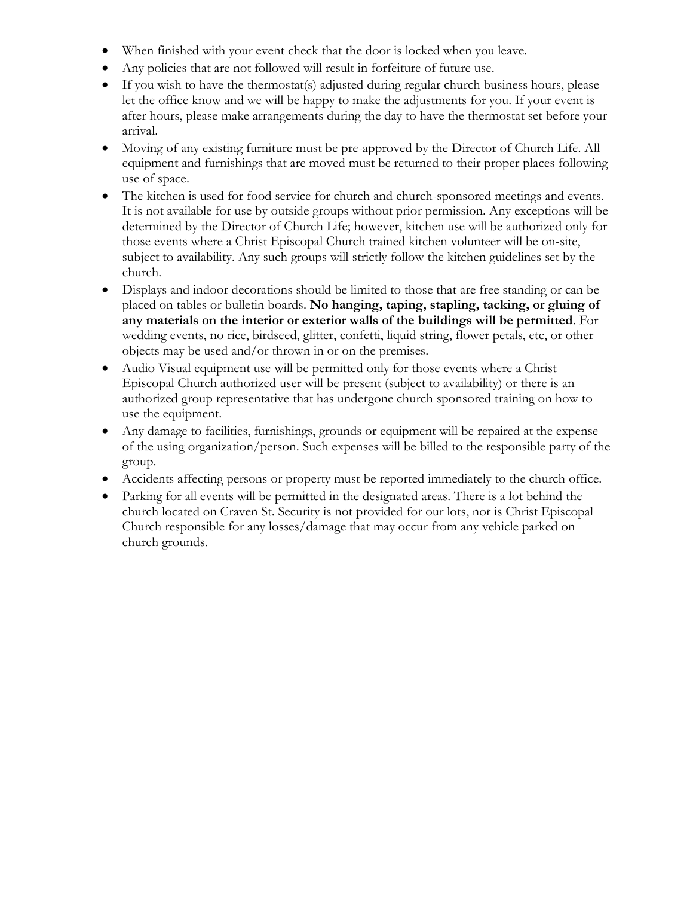- When finished with your event check that the door is locked when you leave.
- Any policies that are not followed will result in forfeiture of future use.
- If you wish to have the thermostat(s) adjusted during regular church business hours, please let the office know and we will be happy to make the adjustments for you. If your event is after hours, please make arrangements during the day to have the thermostat set before your arrival.
- Moving of any existing furniture must be pre-approved by the Director of Church Life. All equipment and furnishings that are moved must be returned to their proper places following use of space.
- The kitchen is used for food service for church and church-sponsored meetings and events. It is not available for use by outside groups without prior permission. Any exceptions will be determined by the Director of Church Life; however, kitchen use will be authorized only for those events where a Christ Episcopal Church trained kitchen volunteer will be on-site, subject to availability. Any such groups will strictly follow the kitchen guidelines set by the church.
- Displays and indoor decorations should be limited to those that are free standing or can be placed on tables or bulletin boards. **No hanging, taping, stapling, tacking, or gluing of any materials on the interior or exterior walls of the buildings will be permitted**. For wedding events, no rice, birdseed, glitter, confetti, liquid string, flower petals, etc, or other objects may be used and/or thrown in or on the premises.
- Audio Visual equipment use will be permitted only for those events where a Christ Episcopal Church authorized user will be present (subject to availability) or there is an authorized group representative that has undergone church sponsored training on how to use the equipment.
- Any damage to facilities, furnishings, grounds or equipment will be repaired at the expense of the using organization/person. Such expenses will be billed to the responsible party of the group.
- Accidents affecting persons or property must be reported immediately to the church office.
- Parking for all events will be permitted in the designated areas. There is a lot behind the church located on Craven St. Security is not provided for our lots, nor is Christ Episcopal Church responsible for any losses/damage that may occur from any vehicle parked on church grounds.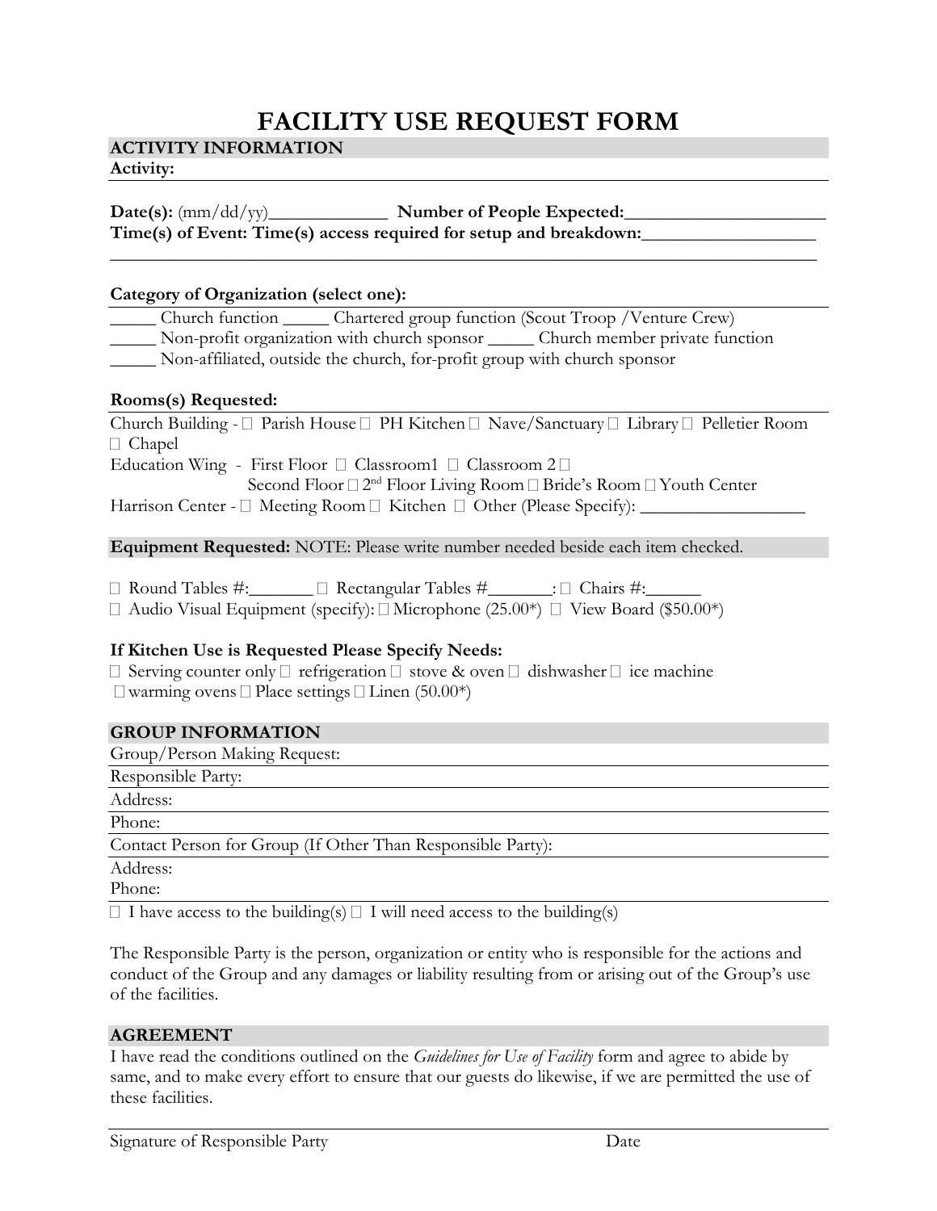# FACILITY USE REQUEST FORM

## ACTIVITY INFORMATION

**Activity:**

**Date(s):** (mm/dd/yy)_____________ **Number of People Expected:**______________________
**Time(s) of Event: Time(s) access required for setup and breakdown:**___________________
_______________________________________________________________________________

**Category of Organization (select one):**

_____ Church function _____ Chartered group function (Scout Troop /Venture Crew)
_____ Non-profit organization with church sponsor _____ Church member private function
_____ Non-affiliated, outside the church, for-profit group with church sponsor

**Rooms(s) Requested:**

Church Building - ☐ Parish House ☐ PH Kitchen ☐ Nave/Sanctuary ☐ Library ☐ Pelletier Room ☐ Chapel
Education Wing - First Floor ☐ Classroom1 ☐ Classroom 2 ☐
Second Floor ☐ 2nd Floor Living Room ☐ Bride's Room ☐ Youth Center
Harrison Center - ☐ Meeting Room ☐ Kitchen ☐ Other (Please Specify): __________________

**Equipment Requested:** NOTE: Please write number needed beside each item checked.

☐ Round Tables #:_______ ☐ Rectangular Tables #_______: ☐ Chairs #:______
☐ Audio Visual Equipment (specify): ☐ Microphone (25.00*) ☐ View Board ($50.00*)

**If Kitchen Use is Requested Please Specify Needs:**

☐ Serving counter only ☐ refrigeration ☐ stove & oven ☐ dishwasher ☐ ice machine
☐ warming ovens ☐ Place settings ☐ Linen (50.00*)

## GROUP INFORMATION

Group/Person Making Request:

Responsible Party:

Address:

Phone:

Contact Person for Group (If Other Than Responsible Party):

Address:

Phone:

☐ I have access to the building(s) ☐ I will need access to the building(s)

The Responsible Party is the person, organization or entity who is responsible for the actions and conduct of the Group and any damages or liability resulting from or arising out of the Group's use of the facilities.

## AGREEMENT

I have read the conditions outlined on the *Guidelines for Use of Facility* form and agree to abide by same, and to make every effort to ensure that our guests do likewise, if we are permitted the use of these facilities.

_______________________________________________________________________________
Signature of Responsible Party Date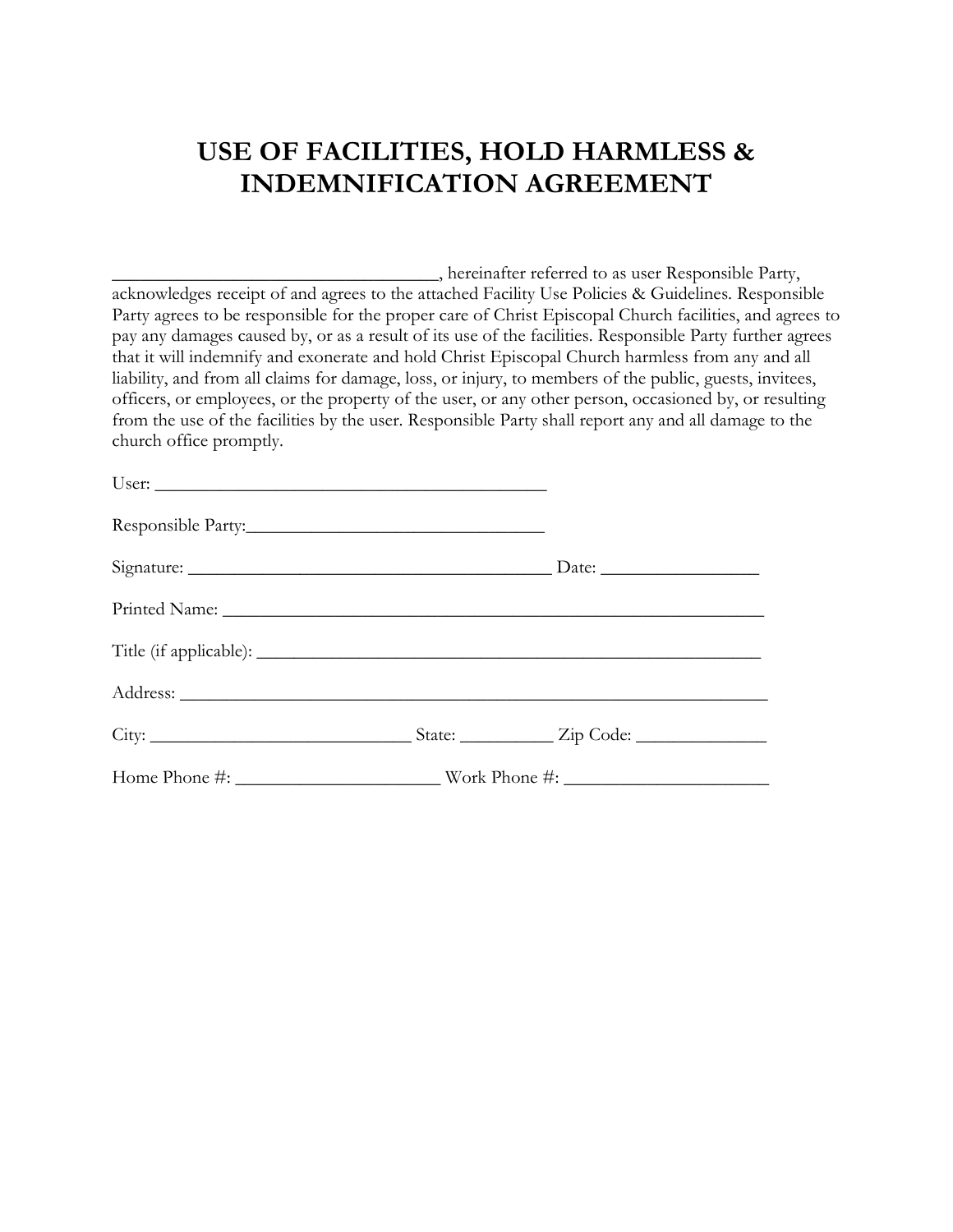# USE OF FACILITIES, HOLD HARMLESS & INDEMNIFICATION AGREEMENT

___________________________________, hereinafter referred to as user Responsible Party, acknowledges receipt of and agrees to the attached Facility Use Policies & Guidelines. Responsible Party agrees to be responsible for the proper care of Christ Episcopal Church facilities, and agrees to pay any damages caused by, or as a result of its use of the facilities. Responsible Party further agrees that it will indemnify and exonerate and hold Christ Episcopal Church harmless from any and all liability, and from all claims for damage, loss, or injury, to members of the public, guests, invitees, officers, or employees, or the property of the user, or any other person, occasioned by, or resulting from the use of the facilities by the user. Responsible Party shall report any and all damage to the church office promptly.

User: ____________________________________________

Responsible Party:________________________________

Signature: ________________________________________ Date: _________________

Printed Name: ____________________________________________________________

Title (if applicable): ______________________________________________________

Address: _________________________________________________________________

City: ____________________________ State: __________ Zip Code: ______________

Home Phone #: ______________________ Work Phone #: ______________________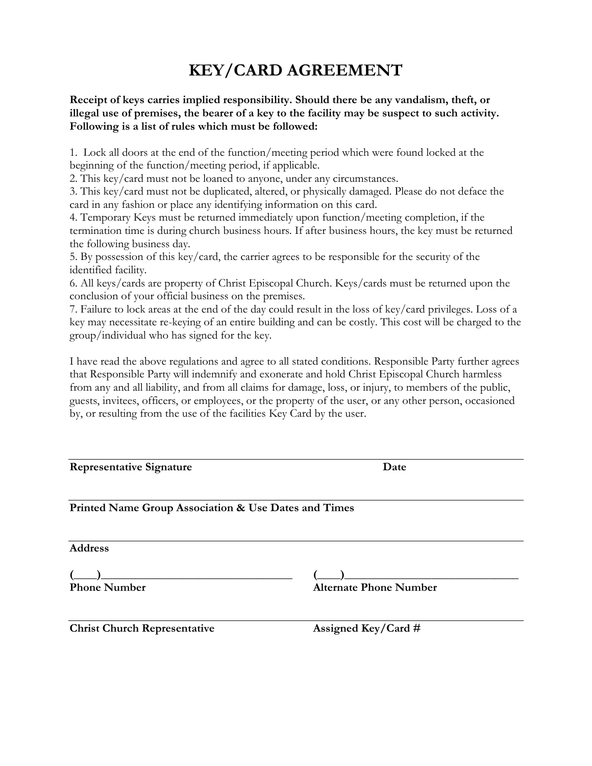# KEY/CARD AGREEMENT

**Receipt of keys carries implied responsibility. Should there be any vandalism, theft, or illegal use of premises, the bearer of a key to the facility may be suspect to such activity. Following is a list of rules which must be followed:**

1. Lock all doors at the end of the function/meeting period which were found locked at the beginning of the function/meeting period, if applicable.
2. This key/card must not be loaned to anyone, under any circumstances.
3. This key/card must not be duplicated, altered, or physically damaged. Please do not deface the card in any fashion or place any identifying information on this card.
4. Temporary Keys must be returned immediately upon function/meeting completion, if the termination time is during church business hours. If after business hours, the key must be returned the following business day.
5. By possession of this key/card, the carrier agrees to be responsible for the security of the identified facility.
6. All keys/cards are property of Christ Episcopal Church. Keys/cards must be returned upon the conclusion of your official business on the premises.
7. Failure to lock areas at the end of the day could result in the loss of key/card privileges. Loss of a key may necessitate re-keying of an entire building and can be costly. This cost will be charged to the group/individual who has signed for the key.

I have read the above regulations and agree to all stated conditions. Responsible Party further agrees that Responsible Party will indemnify and exonerate and hold Christ Episcopal Church harmless from any and all liability, and from all claims for damage, loss, or injury, to members of the public, guests, invitees, officers, or employees, or the property of the user, or any other person, occasioned by, or resulting from the use of the facilities Key Card by the user.

______________________________________________________________________

**Representative Signature** **Date**

______________________________________________________________________

**Printed Name Group Association & Use Dates and Times**

______________________________________________________________________

**Address**

**(____)**__________________________________ **(____)**_______________________________

**Phone Number** **Alternate Phone Number**

______________________________________________________________________

**Christ Church Representative** **Assigned Key/Card #**